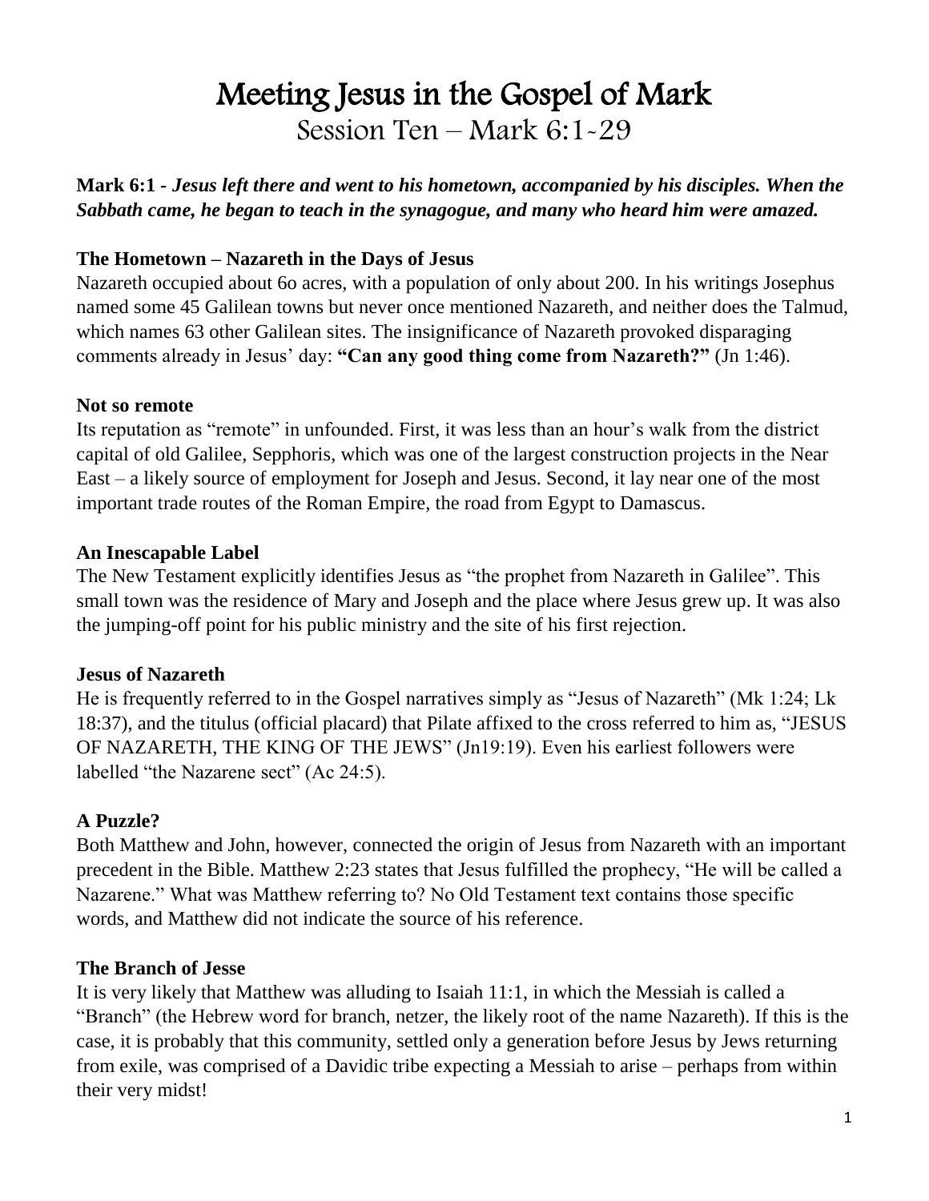# Meeting Jesus in the Gospel of Mark

Session Ten – Mark 6:1-29

**Mark 6:1 -** ***Jesus left there and went to his hometown, accompanied by his disciples. When the Sabbath came, he began to teach in the synagogue, and many who heard him were amazed.***

**The Hometown – Nazareth in the Days of Jesus**

Nazareth occupied about 6o acres, with a population of only about 200. In his writings Josephus named some 45 Galilean towns but never once mentioned Nazareth, and neither does the Talmud, which names 63 other Galilean sites. The insignificance of Nazareth provoked disparaging comments already in Jesus' day: **"Can any good thing come from Nazareth?"** (Jn 1:46).

**Not so remote**

Its reputation as "remote" in unfounded. First, it was less than an hour's walk from the district capital of old Galilee, Sepphoris, which was one of the largest construction projects in the Near East – a likely source of employment for Joseph and Jesus. Second, it lay near one of the most important trade routes of the Roman Empire, the road from Egypt to Damascus.

**An Inescapable Label**

The New Testament explicitly identifies Jesus as "the prophet from Nazareth in Galilee". This small town was the residence of Mary and Joseph and the place where Jesus grew up. It was also the jumping-off point for his public ministry and the site of his first rejection.

**Jesus of Nazareth**

He is frequently referred to in the Gospel narratives simply as "Jesus of Nazareth" (Mk 1:24; Lk 18:37), and the titulus (official placard) that Pilate affixed to the cross referred to him as, "JESUS OF NAZARETH, THE KING OF THE JEWS" (Jn19:19). Even his earliest followers were labelled "the Nazarene sect" (Ac 24:5).

**A Puzzle?**

Both Matthew and John, however, connected the origin of Jesus from Nazareth with an important precedent in the Bible. Matthew 2:23 states that Jesus fulfilled the prophecy, "He will be called a Nazarene." What was Matthew referring to? No Old Testament text contains those specific words, and Matthew did not indicate the source of his reference.

**The Branch of Jesse**

It is very likely that Matthew was alluding to Isaiah 11:1, in which the Messiah is called a "Branch" (the Hebrew word for branch, netzer, the likely root of the name Nazareth). If this is the case, it is probably that this community, settled only a generation before Jesus by Jews returning from exile, was comprised of a Davidic tribe expecting a Messiah to arise – perhaps from within their very midst!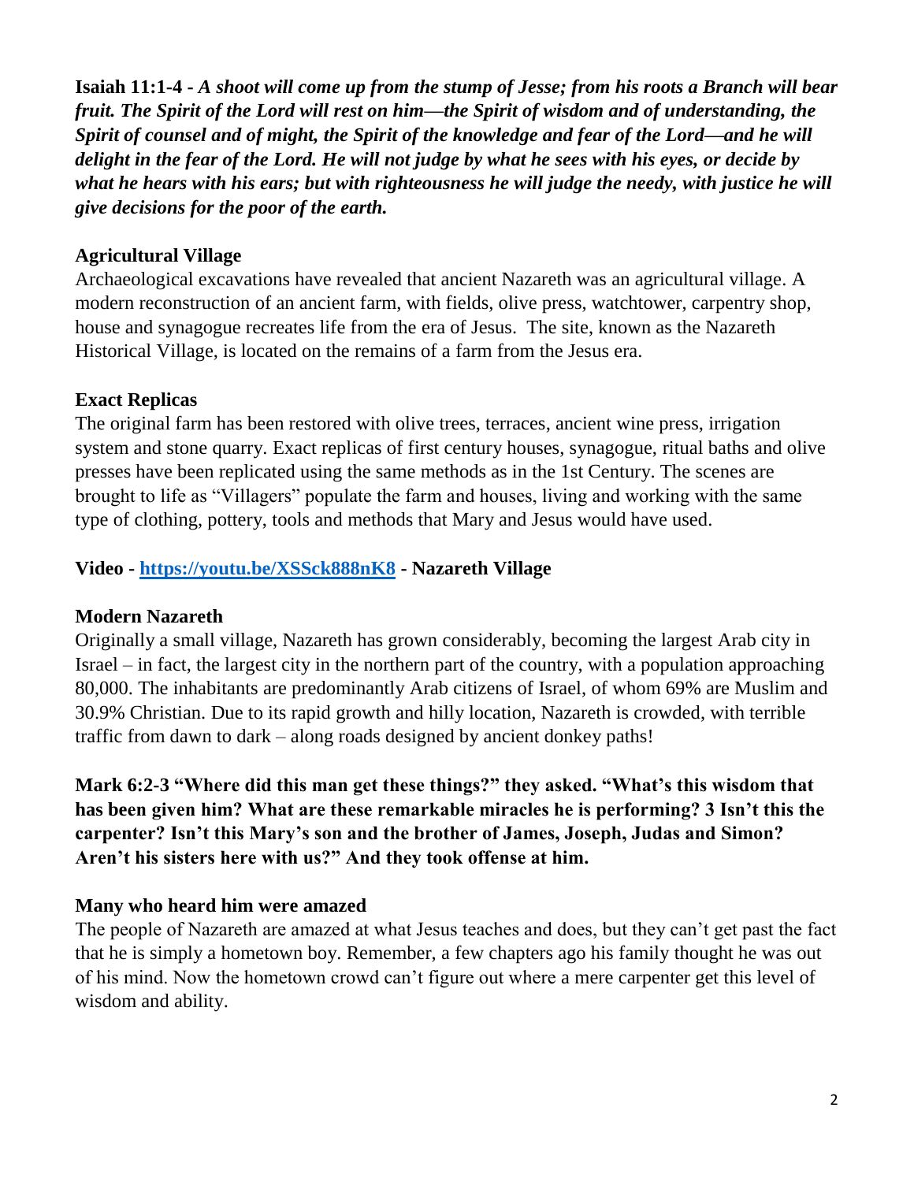**Isaiah 11:1-4 -** ***A shoot will come up from the stump of Jesse; from his roots a Branch will bear fruit. The Spirit of the Lord will rest on him—the Spirit of wisdom and of understanding, the Spirit of counsel and of might, the Spirit of the knowledge and fear of the Lord—and he will delight in the fear of the Lord. He will not judge by what he sees with his eyes, or decide by what he hears with his ears; but with righteousness he will judge the needy, with justice he will give decisions for the poor of the earth.***

**Agricultural Village**

Archaeological excavations have revealed that ancient Nazareth was an agricultural village. A modern reconstruction of an ancient farm, with fields, olive press, watchtower, carpentry shop, house and synagogue recreates life from the era of Jesus. The site, known as the Nazareth Historical Village, is located on the remains of a farm from the Jesus era.

**Exact Replicas**

The original farm has been restored with olive trees, terraces, ancient wine press, irrigation system and stone quarry. Exact replicas of first century houses, synagogue, ritual baths and olive presses have been replicated using the same methods as in the 1st Century. The scenes are brought to life as "Villagers" populate the farm and houses, living and working with the same type of clothing, pottery, tools and methods that Mary and Jesus would have used.

**Video - [https://youtu.be/XSSck888nK8](https://youtu.be/XSSck888nK8) - Nazareth Village**

**Modern Nazareth**

Originally a small village, Nazareth has grown considerably, becoming the largest Arab city in Israel – in fact, the largest city in the northern part of the country, with a population approaching 80,000. The inhabitants are predominantly Arab citizens of Israel, of whom 69% are Muslim and 30.9% Christian. Due to its rapid growth and hilly location, Nazareth is crowded, with terrible traffic from dawn to dark – along roads designed by ancient donkey paths!

**Mark 6:2-3 "Where did this man get these things?" they asked. "What's this wisdom that has been given him? What are these remarkable miracles he is performing? 3 Isn't this the carpenter? Isn't this Mary's son and the brother of James, Joseph, Judas and Simon? Aren't his sisters here with us?" And they took offense at him.**

**Many who heard him were amazed**

The people of Nazareth are amazed at what Jesus teaches and does, but they can't get past the fact that he is simply a hometown boy. Remember, a few chapters ago his family thought he was out of his mind. Now the hometown crowd can't figure out where a mere carpenter get this level of wisdom and ability.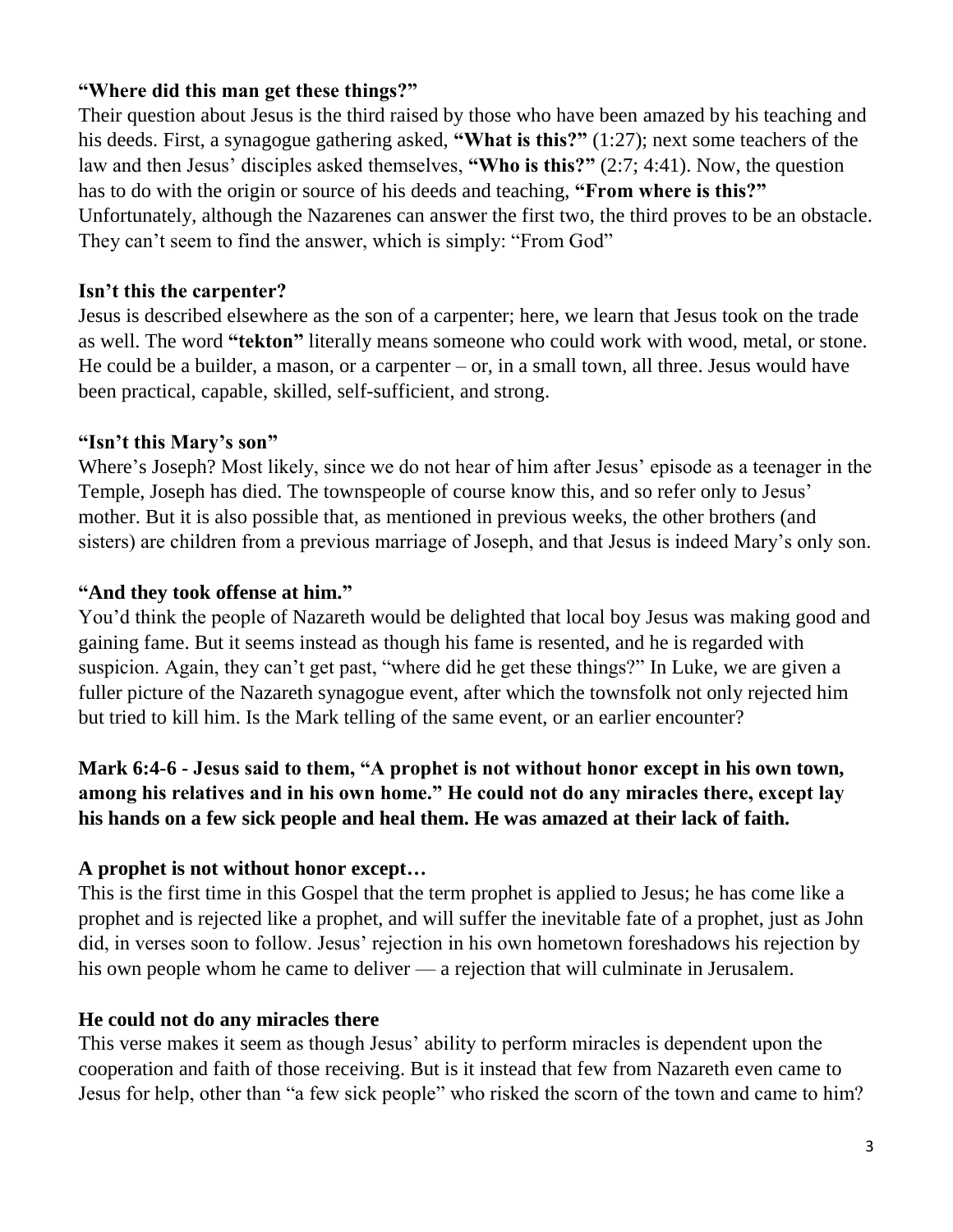**“Where did this man get these things?”**

Their question about Jesus is the third raised by those who have been amazed by his teaching and his deeds. First, a synagogue gathering asked, **“What is this?”** (1:27); next some teachers of the law and then Jesus’ disciples asked themselves, **“Who is this?”** (2:7; 4:41). Now, the question has to do with the origin or source of his deeds and teaching, **“From where is this?”** Unfortunately, although the Nazarenes can answer the first two, the third proves to be an obstacle. They can’t seem to find the answer, which is simply: “From God”

**Isn’t this the carpenter?**

Jesus is described elsewhere as the son of a carpenter; here, we learn that Jesus took on the trade as well. The word **“tekton”** literally means someone who could work with wood, metal, or stone. He could be a builder, a mason, or a carpenter – or, in a small town, all three. Jesus would have been practical, capable, skilled, self-sufficient, and strong.

**“Isn’t this Mary’s son”**

Where’s Joseph? Most likely, since we do not hear of him after Jesus’ episode as a teenager in the Temple, Joseph has died. The townspeople of course know this, and so refer only to Jesus’ mother. But it is also possible that, as mentioned in previous weeks, the other brothers (and sisters) are children from a previous marriage of Joseph, and that Jesus is indeed Mary’s only son.

**“And they took offense at him.”**

You’d think the people of Nazareth would be delighted that local boy Jesus was making good and gaining fame. But it seems instead as though his fame is resented, and he is regarded with suspicion. Again, they can’t get past, “where did he get these things?” In Luke, we are given a fuller picture of the Nazareth synagogue event, after which the townsfolk not only rejected him but tried to kill him. Is the Mark telling of the same event, or an earlier encounter?

**Mark 6:4-6 - Jesus said to them, “A prophet is not without honor except in his own town, among his relatives and in his own home.” He could not do any miracles there, except lay his hands on a few sick people and heal them. He was amazed at their lack of faith.**

**A prophet is not without honor except…**

This is the first time in this Gospel that the term prophet is applied to Jesus; he has come like a prophet and is rejected like a prophet, and will suffer the inevitable fate of a prophet, just as John did, in verses soon to follow. Jesus’ rejection in his own hometown foreshadows his rejection by his own people whom he came to deliver — a rejection that will culminate in Jerusalem.

**He could not do any miracles there**

This verse makes it seem as though Jesus’ ability to perform miracles is dependent upon the cooperation and faith of those receiving. But is it instead that few from Nazareth even came to Jesus for help, other than “a few sick people” who risked the scorn of the town and came to him?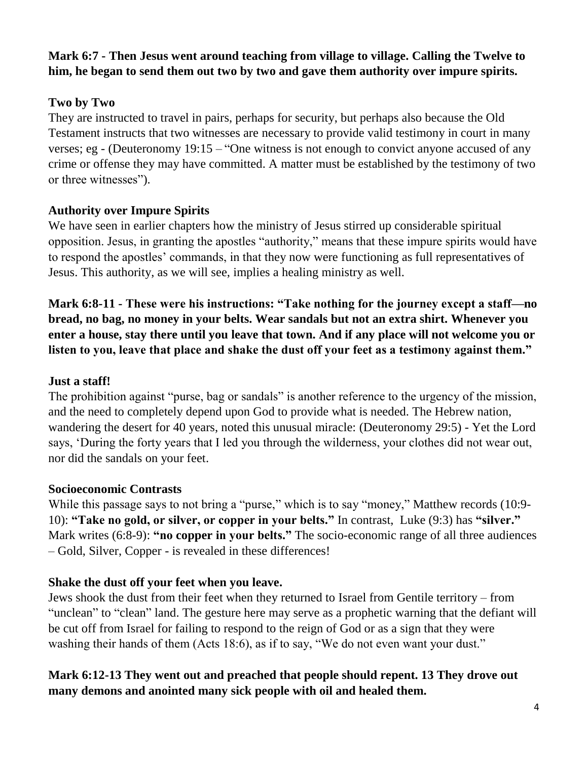**Mark 6:7 - Then Jesus went around teaching from village to village. Calling the Twelve to him, he began to send them out two by two and gave them authority over impure spirits.**

**Two by Two**

They are instructed to travel in pairs, perhaps for security, but perhaps also because the Old Testament instructs that two witnesses are necessary to provide valid testimony in court in many verses; eg - (Deuteronomy 19:15 – "One witness is not enough to convict anyone accused of any crime or offense they may have committed. A matter must be established by the testimony of two or three witnesses").

**Authority over Impure Spirits**

We have seen in earlier chapters how the ministry of Jesus stirred up considerable spiritual opposition. Jesus, in granting the apostles "authority," means that these impure spirits would have to respond the apostles' commands, in that they now were functioning as full representatives of Jesus. This authority, as we will see, implies a healing ministry as well.

**Mark 6:8-11 - These were his instructions: "Take nothing for the journey except a staff—no bread, no bag, no money in your belts. Wear sandals but not an extra shirt. Whenever you enter a house, stay there until you leave that town. And if any place will not welcome you or listen to you, leave that place and shake the dust off your feet as a testimony against them."**

**Just a staff!**

The prohibition against "purse, bag or sandals" is another reference to the urgency of the mission, and the need to completely depend upon God to provide what is needed. The Hebrew nation, wandering the desert for 40 years, noted this unusual miracle: (Deuteronomy 29:5) - Yet the Lord says, 'During the forty years that I led you through the wilderness, your clothes did not wear out, nor did the sandals on your feet.

**Socioeconomic Contrasts**

While this passage says to not bring a "purse," which is to say "money," Matthew records (10:9-10): **"Take no gold, or silver, or copper in your belts."** In contrast, Luke (9:3) has **"silver."** Mark writes (6:8-9): **"no copper in your belts."** The socio-economic range of all three audiences – Gold, Silver, Copper - is revealed in these differences!

**Shake the dust off your feet when you leave.**

Jews shook the dust from their feet when they returned to Israel from Gentile territory – from "unclean" to "clean" land. The gesture here may serve as a prophetic warning that the defiant will be cut off from Israel for failing to respond to the reign of God or as a sign that they were washing their hands of them (Acts 18:6), as if to say, "We do not even want your dust."

**Mark 6:12-13 They went out and preached that people should repent. 13 They drove out many demons and anointed many sick people with oil and healed them.**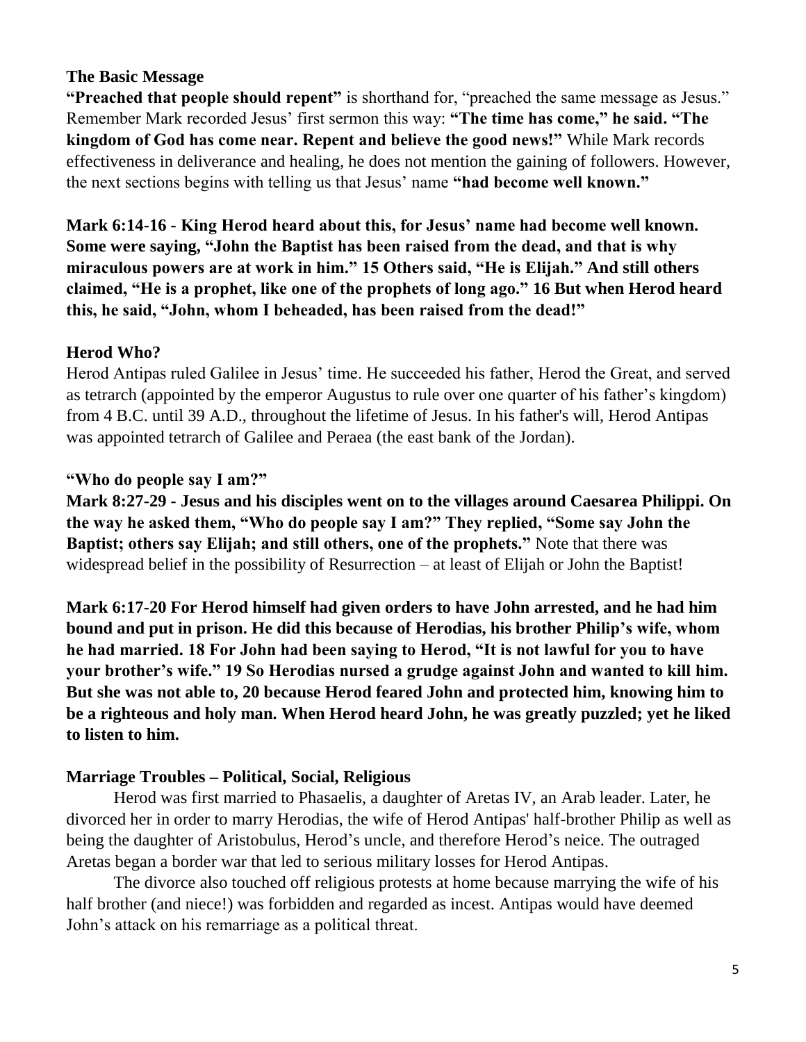### The Basic Message

**"Preached that people should repent"** is shorthand for, "preached the same message as Jesus." Remember Mark recorded Jesus' first sermon this way: **"The time has come," he said. "The kingdom of God has come near. Repent and believe the good news!"** While Mark records effectiveness in deliverance and healing, he does not mention the gaining of followers. However, the next sections begins with telling us that Jesus' name **"had become well known."**

**Mark 6:14-16 - King Herod heard about this, for Jesus' name had become well known. Some were saying, "John the Baptist has been raised from the dead, and that is why miraculous powers are at work in him." 15 Others said, "He is Elijah." And still others claimed, "He is a prophet, like one of the prophets of long ago." 16 But when Herod heard this, he said, "John, whom I beheaded, has been raised from the dead!"**

### Herod Who?

Herod Antipas ruled Galilee in Jesus' time. He succeeded his father, Herod the Great, and served as tetrarch (appointed by the emperor Augustus to rule over one quarter of his father's kingdom) from 4 B.C. until 39 A.D., throughout the lifetime of Jesus. In his father's will, Herod Antipas was appointed tetrarch of Galilee and Peraea (the east bank of the Jordan).

### "Who do people say I am?"

**Mark 8:27-29 - Jesus and his disciples went on to the villages around Caesarea Philippi. On the way he asked them, "Who do people say I am?" They replied, "Some say John the Baptist; others say Elijah; and still others, one of the prophets."** Note that there was widespread belief in the possibility of Resurrection – at least of Elijah or John the Baptist!

**Mark 6:17-20 For Herod himself had given orders to have John arrested, and he had him bound and put in prison. He did this because of Herodias, his brother Philip's wife, whom he had married. 18 For John had been saying to Herod, "It is not lawful for you to have your brother's wife." 19 So Herodias nursed a grudge against John and wanted to kill him. But she was not able to, 20 because Herod feared John and protected him, knowing him to be a righteous and holy man. When Herod heard John, he was greatly puzzled; yet he liked to listen to him.**

### Marriage Troubles – Political, Social, Religious

Herod was first married to Phasaelis, a daughter of Aretas IV, an Arab leader. Later, he divorced her in order to marry Herodias, the wife of Herod Antipas' half-brother Philip as well as being the daughter of Aristobulus, Herod's uncle, and therefore Herod's neice. The outraged Aretas began a border war that led to serious military losses for Herod Antipas.

The divorce also touched off religious protests at home because marrying the wife of his half brother (and niece!) was forbidden and regarded as incest. Antipas would have deemed John's attack on his remarriage as a political threat.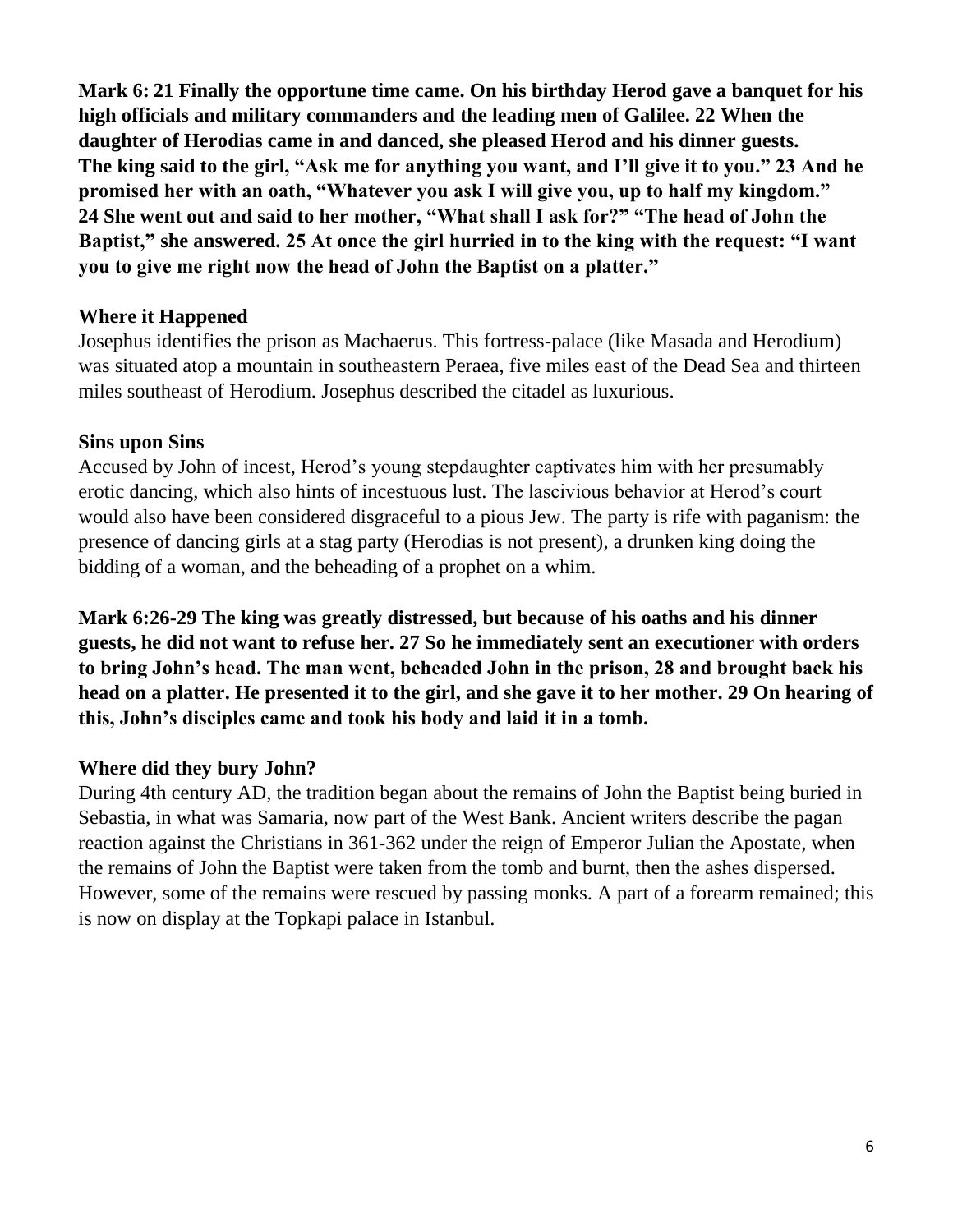**Mark 6: 21 Finally the opportune time came. On his birthday Herod gave a banquet for his high officials and military commanders and the leading men of Galilee. 22 When the daughter of Herodias came in and danced, she pleased Herod and his dinner guests. The king said to the girl, "Ask me for anything you want, and I'll give it to you." 23 And he promised her with an oath, "Whatever you ask I will give you, up to half my kingdom." 24 She went out and said to her mother, "What shall I ask for?" "The head of John the Baptist," she answered. 25 At once the girl hurried in to the king with the request: "I want you to give me right now the head of John the Baptist on a platter."**

**Where it Happened**

Josephus identifies the prison as Machaerus. This fortress-palace (like Masada and Herodium) was situated atop a mountain in southeastern Peraea, five miles east of the Dead Sea and thirteen miles southeast of Herodium. Josephus described the citadel as luxurious.

**Sins upon Sins**

Accused by John of incest, Herod's young stepdaughter captivates him with her presumably erotic dancing, which also hints of incestuous lust. The lascivious behavior at Herod's court would also have been considered disgraceful to a pious Jew. The party is rife with paganism: the presence of dancing girls at a stag party (Herodias is not present), a drunken king doing the bidding of a woman, and the beheading of a prophet on a whim.

**Mark 6:26-29 The king was greatly distressed, but because of his oaths and his dinner guests, he did not want to refuse her. 27 So he immediately sent an executioner with orders to bring John's head. The man went, beheaded John in the prison, 28 and brought back his head on a platter. He presented it to the girl, and she gave it to her mother. 29 On hearing of this, John's disciples came and took his body and laid it in a tomb.**

**Where did they bury John?**

During 4th century AD, the tradition began about the remains of John the Baptist being buried in Sebastia, in what was Samaria, now part of the West Bank. Ancient writers describe the pagan reaction against the Christians in 361-362 under the reign of Emperor Julian the Apostate, when the remains of John the Baptist were taken from the tomb and burnt, then the ashes dispersed. However, some of the remains were rescued by passing monks. A part of a forearm remained; this is now on display at the Topkapi palace in Istanbul.